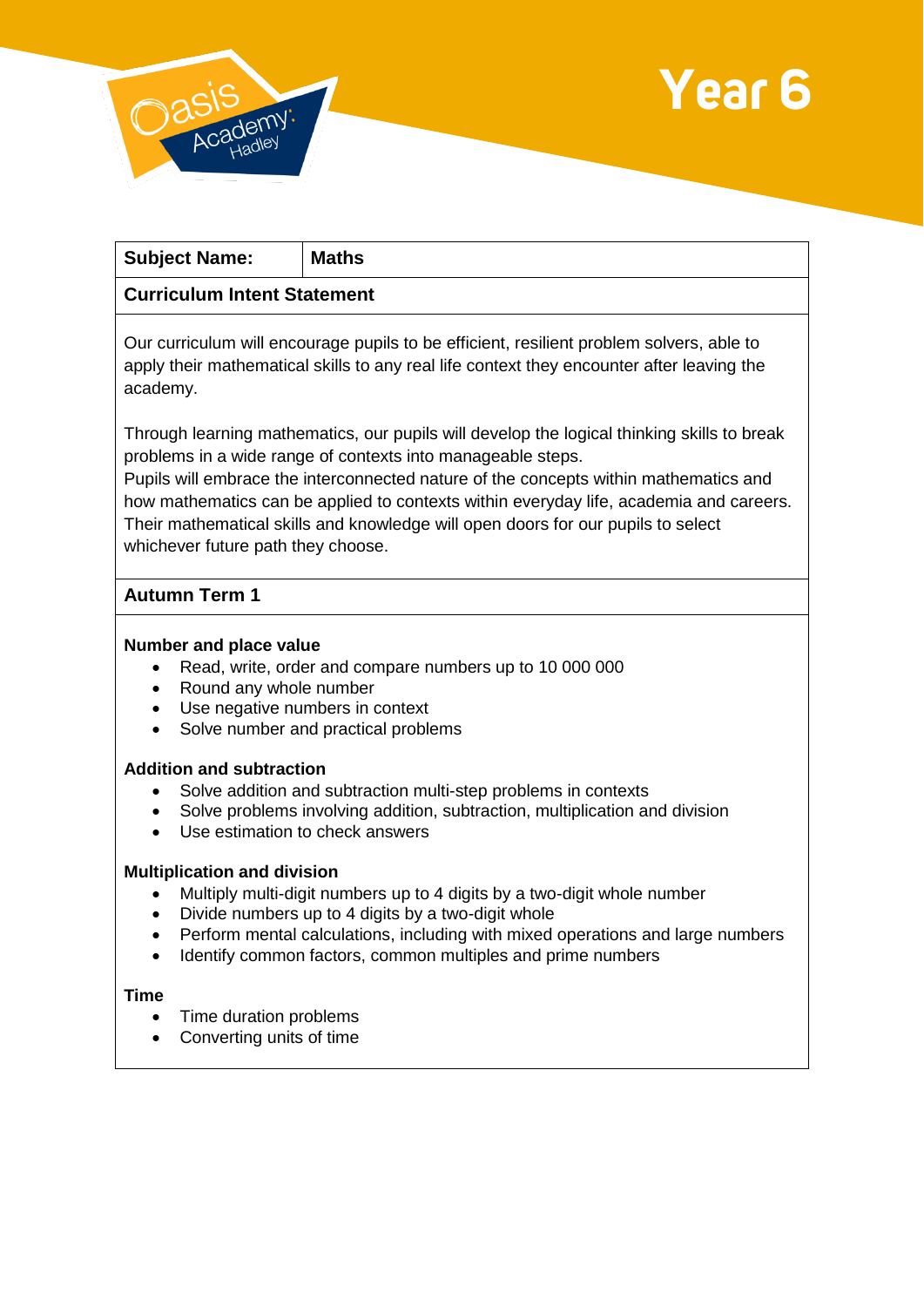# Year 6

| Subject Name: | Maths |
|---|---|

**Curriculum Intent Statement**

Our curriculum will encourage pupils to be efficient, resilient problem solvers, able to apply their mathematical skills to any real life context they encounter after leaving the academy.

Through learning mathematics, our pupils will develop the logical thinking skills to break problems in a wide range of contexts into manageable steps.
Pupils will embrace the interconnected nature of the concepts within mathematics and how mathematics can be applied to contexts within everyday life, academia and careers. Their mathematical skills and knowledge will open doors for our pupils to select whichever future path they choose.

## Autumn Term 1

**Number and place value**

- Read, write, order and compare numbers up to 10 000 000
- Round any whole number
- Use negative numbers in context
- Solve number and practical problems

**Addition and subtraction**

- Solve addition and subtraction multi-step problems in contexts
- Solve problems involving addition, subtraction, multiplication and division
- Use estimation to check answers

**Multiplication and division**

- Multiply multi-digit numbers up to 4 digits by a two-digit whole number
- Divide numbers up to 4 digits by a two-digit whole
- Perform mental calculations, including with mixed operations and large numbers
- Identify common factors, common multiples and prime numbers

**Time**

- Time duration problems
- Converting units of time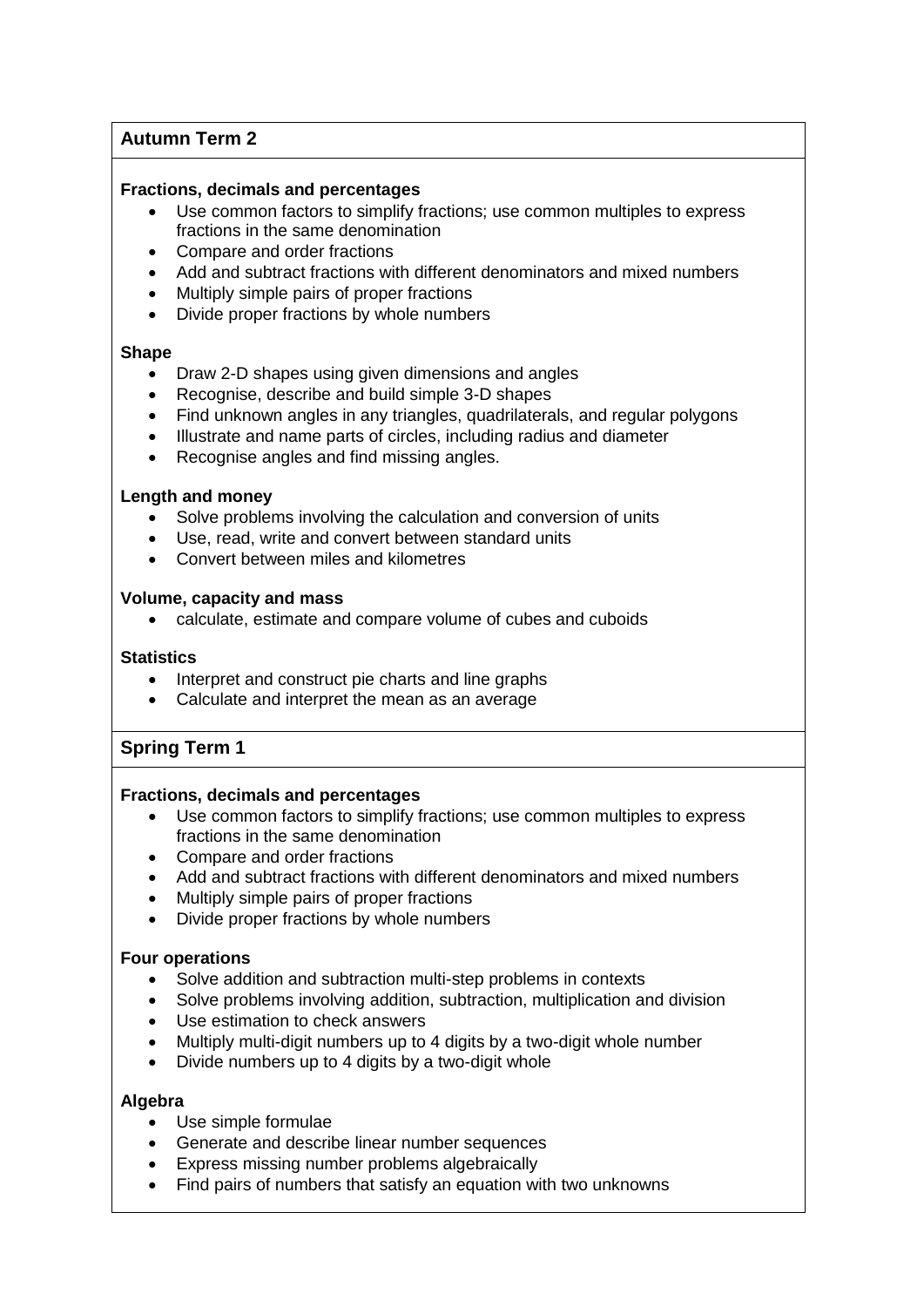## Autumn Term 2

**Fractions, decimals and percentages**

- Use common factors to simplify fractions; use common multiples to express fractions in the same denomination
- Compare and order fractions
- Add and subtract fractions with different denominators and mixed numbers
- Multiply simple pairs of proper fractions
- Divide proper fractions by whole numbers

**Shape**

- Draw 2-D shapes using given dimensions and angles
- Recognise, describe and build simple 3-D shapes
- Find unknown angles in any triangles, quadrilaterals, and regular polygons
- Illustrate and name parts of circles, including radius and diameter
- Recognise angles and find missing angles.

**Length and money**

- Solve problems involving the calculation and conversion of units
- Use, read, write and convert between standard units
- Convert between miles and kilometres

**Volume, capacity and mass**

- calculate, estimate and compare volume of cubes and cuboids

**Statistics**

- Interpret and construct pie charts and line graphs
- Calculate and interpret the mean as an average

## Spring Term 1

**Fractions, decimals and percentages**

- Use common factors to simplify fractions; use common multiples to express fractions in the same denomination
- Compare and order fractions
- Add and subtract fractions with different denominators and mixed numbers
- Multiply simple pairs of proper fractions
- Divide proper fractions by whole numbers

**Four operations**

- Solve addition and subtraction multi-step problems in contexts
- Solve problems involving addition, subtraction, multiplication and division
- Use estimation to check answers
- Multiply multi-digit numbers up to 4 digits by a two-digit whole number
- Divide numbers up to 4 digits by a two-digit whole

**Algebra**

- Use simple formulae
- Generate and describe linear number sequences
- Express missing number problems algebraically
- Find pairs of numbers that satisfy an equation with two unknowns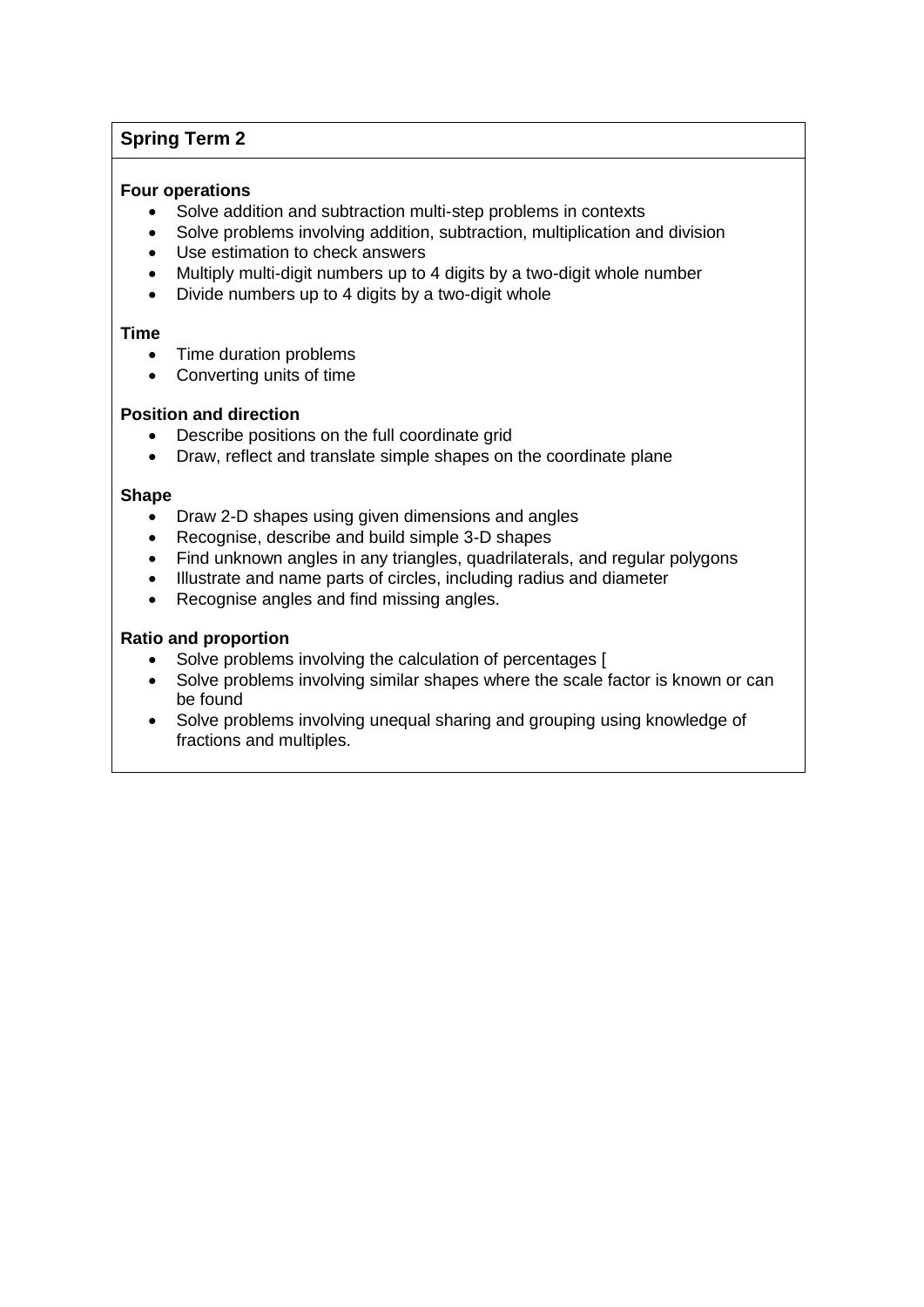## Spring Term 2

**Four operations**

- Solve addition and subtraction multi-step problems in contexts
- Solve problems involving addition, subtraction, multiplication and division
- Use estimation to check answers
- Multiply multi-digit numbers up to 4 digits by a two-digit whole number
- Divide numbers up to 4 digits by a two-digit whole

**Time**

- Time duration problems
- Converting units of time

**Position and direction**

- Describe positions on the full coordinate grid
- Draw, reflect and translate simple shapes on the coordinate plane

**Shape**

- Draw 2-D shapes using given dimensions and angles
- Recognise, describe and build simple 3-D shapes
- Find unknown angles in any triangles, quadrilaterals, and regular polygons
- Illustrate and name parts of circles, including radius and diameter
- Recognise angles and find missing angles.

**Ratio and proportion**

- Solve problems involving the calculation of percentages [
- Solve problems involving similar shapes where the scale factor is known or can be found
- Solve problems involving unequal sharing and grouping using knowledge of fractions and multiples.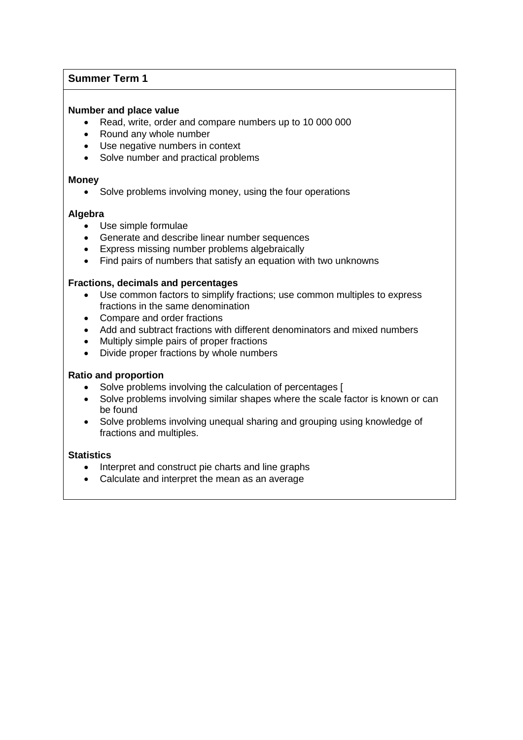## Summer Term 1

**Number and place value**

- Read, write, order and compare numbers up to 10 000 000
- Round any whole number
- Use negative numbers in context
- Solve number and practical problems

**Money**

- Solve problems involving money, using the four operations

**Algebra**

- Use simple formulae
- Generate and describe linear number sequences
- Express missing number problems algebraically
- Find pairs of numbers that satisfy an equation with two unknowns

**Fractions, decimals and percentages**

- Use common factors to simplify fractions; use common multiples to express fractions in the same denomination
- Compare and order fractions
- Add and subtract fractions with different denominators and mixed numbers
- Multiply simple pairs of proper fractions
- Divide proper fractions by whole numbers

**Ratio and proportion**

- Solve problems involving the calculation of percentages [
- Solve problems involving similar shapes where the scale factor is known or can be found
- Solve problems involving unequal sharing and grouping using knowledge of fractions and multiples.

**Statistics**

- Interpret and construct pie charts and line graphs
- Calculate and interpret the mean as an average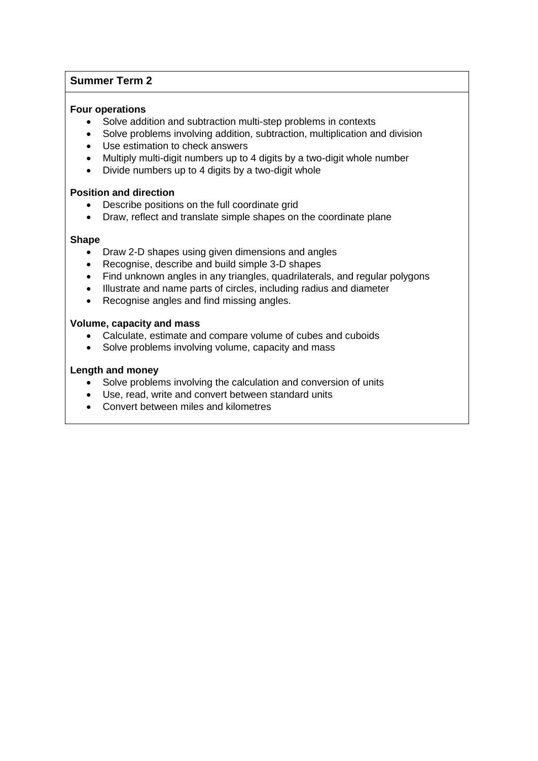## Summer Term 2

**Four operations**

- Solve addition and subtraction multi-step problems in contexts
- Solve problems involving addition, subtraction, multiplication and division
- Use estimation to check answers
- Multiply multi-digit numbers up to 4 digits by a two-digit whole number
- Divide numbers up to 4 digits by a two-digit whole

**Position and direction**

- Describe positions on the full coordinate grid
- Draw, reflect and translate simple shapes on the coordinate plane

**Shape**

- Draw 2-D shapes using given dimensions and angles
- Recognise, describe and build simple 3-D shapes
- Find unknown angles in any triangles, quadrilaterals, and regular polygons
- Illustrate and name parts of circles, including radius and diameter
- Recognise angles and find missing angles.

**Volume, capacity and mass**

- Calculate, estimate and compare volume of cubes and cuboids
- Solve problems involving volume, capacity and mass

**Length and money**

- Solve problems involving the calculation and conversion of units
- Use, read, write and convert between standard units
- Convert between miles and kilometres